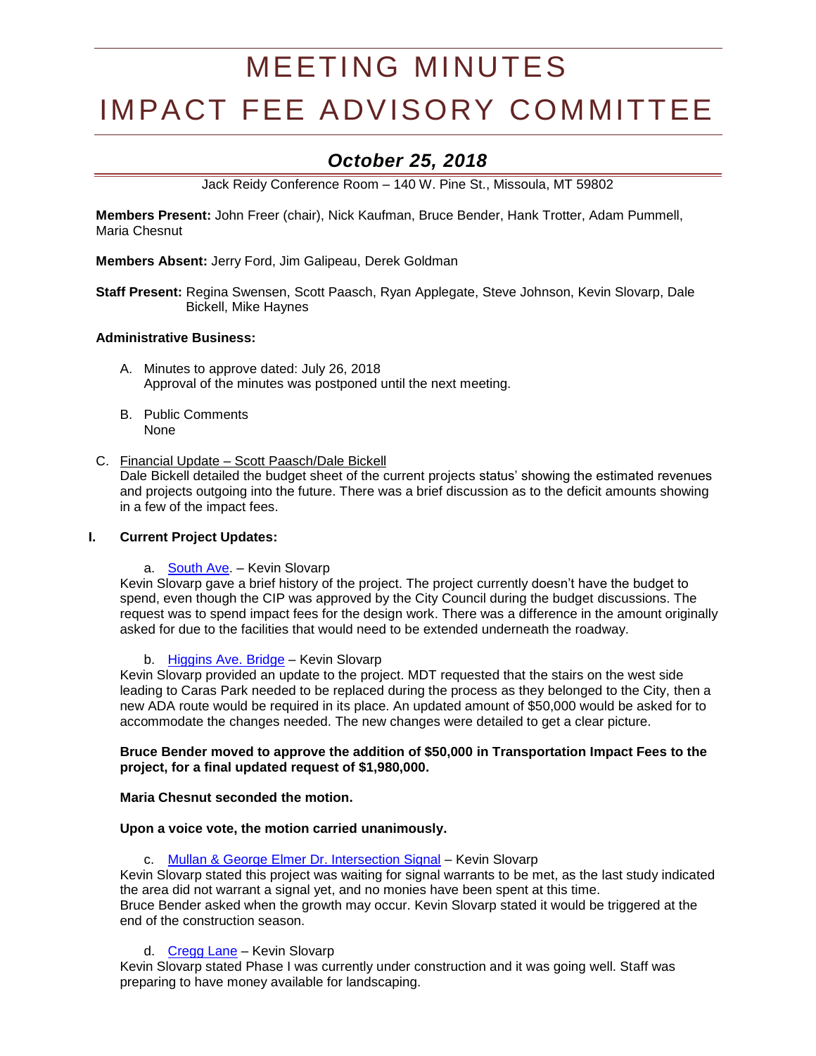# MEETING MINUTES
# IMPACT FEE ADVISORY COMMITTEE

## *October 25, 2018*

Jack Reidy Conference Room – 140 W. Pine St., Missoula, MT 59802

**Members Present:** John Freer (chair), Nick Kaufman, Bruce Bender, Hank Trotter, Adam Pummell, Maria Chesnut

**Members Absent:** Jerry Ford, Jim Galipeau, Derek Goldman

**Staff Present:** Regina Swensen, Scott Paasch, Ryan Applegate, Steve Johnson, Kevin Slovarp, Dale Bickell, Mike Haynes

**Administrative Business:**

A. Minutes to approve dated: July 26, 2018
Approval of the minutes was postponed until the next meeting.

B. Public Comments
None

C. Financial Update – Scott Paasch/Dale Bickell
Dale Bickell detailed the budget sheet of the current projects status' showing the estimated revenues and projects outgoing into the future. There was a brief discussion as to the deficit amounts showing in a few of the impact fees.

**I. Current Project Updates:**

a. South Ave. – Kevin Slovarp

Kevin Slovarp gave a brief history of the project. The project currently doesn't have the budget to spend, even though the CIP was approved by the City Council during the budget discussions. The request was to spend impact fees for the design work. There was a difference in the amount originally asked for due to the facilities that would need to be extended underneath the roadway.

b. Higgins Ave. Bridge – Kevin Slovarp

Kevin Slovarp provided an update to the project. MDT requested that the stairs on the west side leading to Caras Park needed to be replaced during the process as they belonged to the City, then a new ADA route would be required in its place. An updated amount of $50,000 would be asked for to accommodate the changes needed. The new changes were detailed to get a clear picture.

**Bruce Bender moved to approve the addition of $50,000 in Transportation Impact Fees to the project, for a final updated request of $1,980,000.**

**Maria Chesnut seconded the motion.**

**Upon a voice vote, the motion carried unanimously.**

c. Mullan & George Elmer Dr. Intersection Signal – Kevin Slovarp

Kevin Slovarp stated this project was waiting for signal warrants to be met, as the last study indicated the area did not warrant a signal yet, and no monies have been spent at this time.
Bruce Bender asked when the growth may occur. Kevin Slovarp stated it would be triggered at the end of the construction season.

d. Cregg Lane – Kevin Slovarp

Kevin Slovarp stated Phase I was currently under construction and it was going well. Staff was preparing to have money available for landscaping.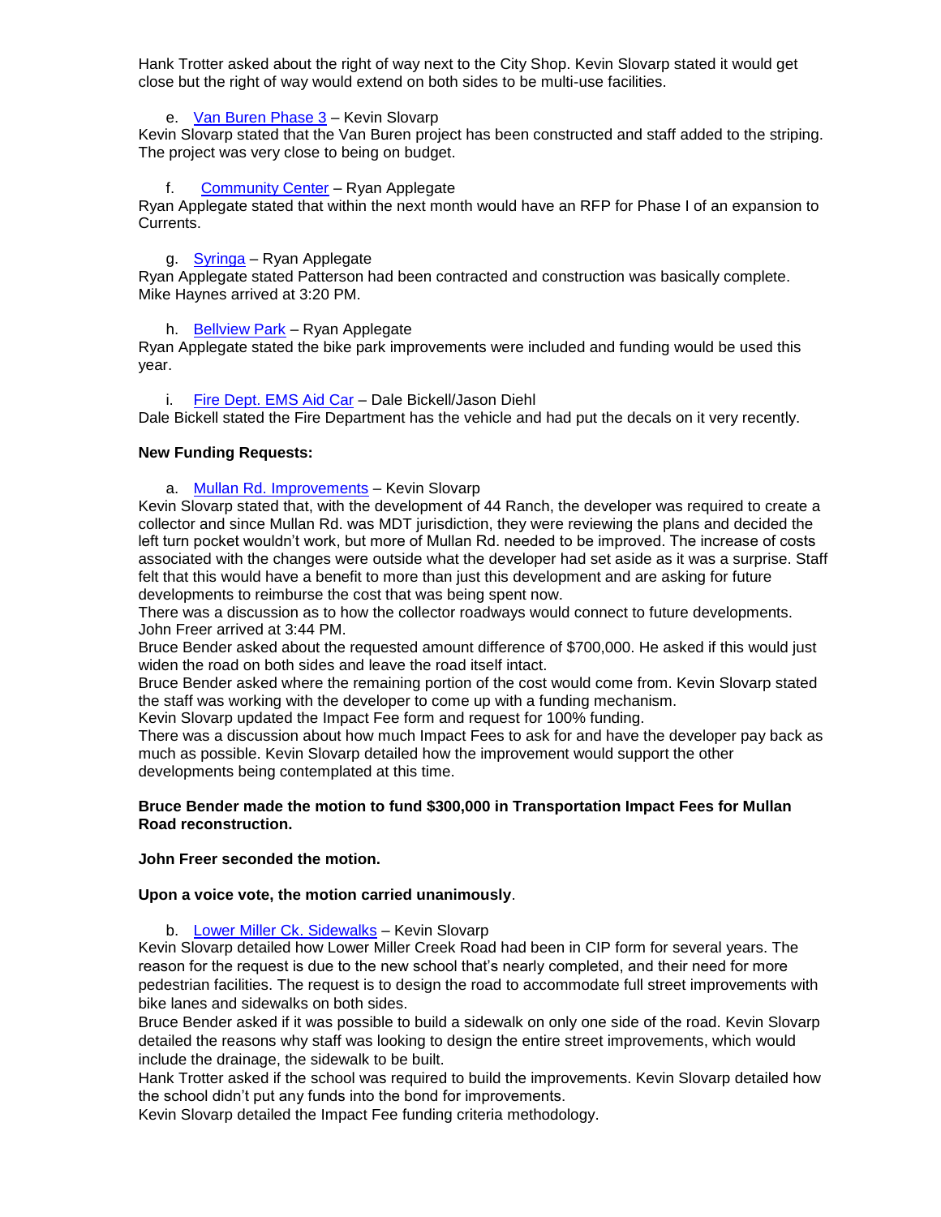Hank Trotter asked about the right of way next to the City Shop. Kevin Slovarp stated it would get close but the right of way would extend on both sides to be multi-use facilities.

e. Van Buren Phase 3 – Kevin Slovarp

Kevin Slovarp stated that the Van Buren project has been constructed and staff added to the striping. The project was very close to being on budget.

f. Community Center – Ryan Applegate

Ryan Applegate stated that within the next month would have an RFP for Phase I of an expansion to Currents.

g. Syringa – Ryan Applegate

Ryan Applegate stated Patterson had been contracted and construction was basically complete.
Mike Haynes arrived at 3:20 PM.

h. Bellview Park – Ryan Applegate

Ryan Applegate stated the bike park improvements were included and funding would be used this year.

i. Fire Dept. EMS Aid Car – Dale Bickell/Jason Diehl

Dale Bickell stated the Fire Department has the vehicle and had put the decals on it very recently.

**New Funding Requests:**

a. Mullan Rd. Improvements – Kevin Slovarp

Kevin Slovarp stated that, with the development of 44 Ranch, the developer was required to create a collector and since Mullan Rd. was MDT jurisdiction, they were reviewing the plans and decided the left turn pocket wouldn't work, but more of Mullan Rd. needed to be improved. The increase of costs associated with the changes were outside what the developer had set aside as it was a surprise. Staff felt that this would have a benefit to more than just this development and are asking for future developments to reimburse the cost that was being spent now.
There was a discussion as to how the collector roadways would connect to future developments.
John Freer arrived at 3:44 PM.
Bruce Bender asked about the requested amount difference of $700,000. He asked if this would just widen the road on both sides and leave the road itself intact.
Bruce Bender asked where the remaining portion of the cost would come from. Kevin Slovarp stated the staff was working with the developer to come up with a funding mechanism.
Kevin Slovarp updated the Impact Fee form and request for 100% funding.
There was a discussion about how much Impact Fees to ask for and have the developer pay back as much as possible. Kevin Slovarp detailed how the improvement would support the other developments being contemplated at this time.

**Bruce Bender made the motion to fund $300,000 in Transportation Impact Fees for Mullan Road reconstruction.**

**John Freer seconded the motion.**

**Upon a voice vote, the motion carried unanimously**.

b. Lower Miller Ck. Sidewalks – Kevin Slovarp

Kevin Slovarp detailed how Lower Miller Creek Road had been in CIP form for several years. The reason for the request is due to the new school that's nearly completed, and their need for more pedestrian facilities. The request is to design the road to accommodate full street improvements with bike lanes and sidewalks on both sides.
Bruce Bender asked if it was possible to build a sidewalk on only one side of the road. Kevin Slovarp detailed the reasons why staff was looking to design the entire street improvements, which would include the drainage, the sidewalk to be built.
Hank Trotter asked if the school was required to build the improvements. Kevin Slovarp detailed how the school didn't put any funds into the bond for improvements.
Kevin Slovarp detailed the Impact Fee funding criteria methodology.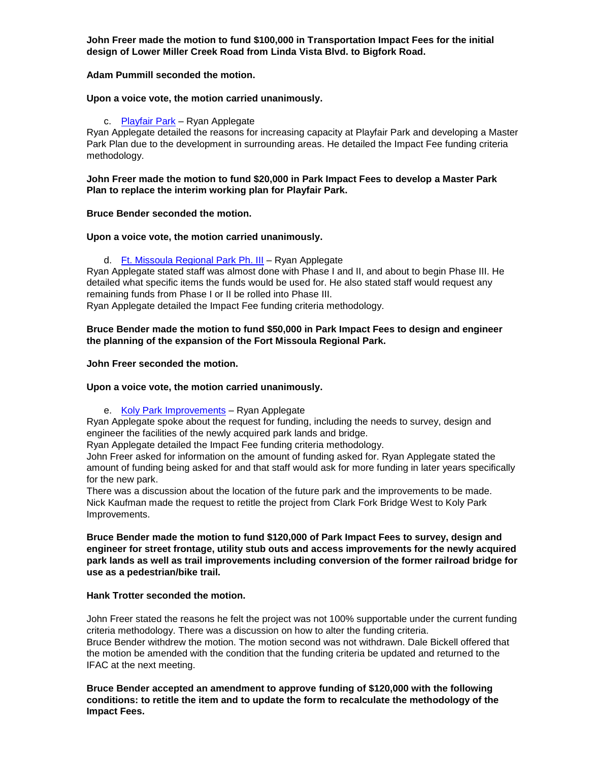**John Freer made the motion to fund $100,000 in Transportation Impact Fees for the initial design of Lower Miller Creek Road from Linda Vista Blvd. to Bigfork Road.**

**Adam Pummill seconded the motion.**

**Upon a voice vote, the motion carried unanimously.**

c. Playfair Park – Ryan Applegate

Ryan Applegate detailed the reasons for increasing capacity at Playfair Park and developing a Master Park Plan due to the development in surrounding areas. He detailed the Impact Fee funding criteria methodology.

**John Freer made the motion to fund $20,000 in Park Impact Fees to develop a Master Park Plan to replace the interim working plan for Playfair Park.**

**Bruce Bender seconded the motion.**

**Upon a voice vote, the motion carried unanimously.**

d. Ft. Missoula Regional Park Ph. III – Ryan Applegate

Ryan Applegate stated staff was almost done with Phase I and II, and about to begin Phase III. He detailed what specific items the funds would be used for. He also stated staff would request any remaining funds from Phase I or II be rolled into Phase III.
Ryan Applegate detailed the Impact Fee funding criteria methodology.

**Bruce Bender made the motion to fund $50,000 in Park Impact Fees to design and engineer the planning of the expansion of the Fort Missoula Regional Park.**

**John Freer seconded the motion.**

**Upon a voice vote, the motion carried unanimously.**

e. Koly Park Improvements – Ryan Applegate

Ryan Applegate spoke about the request for funding, including the needs to survey, design and engineer the facilities of the newly acquired park lands and bridge.
Ryan Applegate detailed the Impact Fee funding criteria methodology.
John Freer asked for information on the amount of funding asked for. Ryan Applegate stated the amount of funding being asked for and that staff would ask for more funding in later years specifically for the new park.
There was a discussion about the location of the future park and the improvements to be made.
Nick Kaufman made the request to retitle the project from Clark Fork Bridge West to Koly Park Improvements.

**Bruce Bender made the motion to fund $120,000 of Park Impact Fees to survey, design and engineer for street frontage, utility stub outs and access improvements for the newly acquired park lands as well as trail improvements including conversion of the former railroad bridge for use as a pedestrian/bike trail.**

**Hank Trotter seconded the motion.**

John Freer stated the reasons he felt the project was not 100% supportable under the current funding criteria methodology. There was a discussion on how to alter the funding criteria.
Bruce Bender withdrew the motion. The motion second was not withdrawn. Dale Bickell offered that the motion be amended with the condition that the funding criteria be updated and returned to the IFAC at the next meeting.

**Bruce Bender accepted an amendment to approve funding of $120,000 with the following conditions: to retitle the item and to update the form to recalculate the methodology of the Impact Fees.**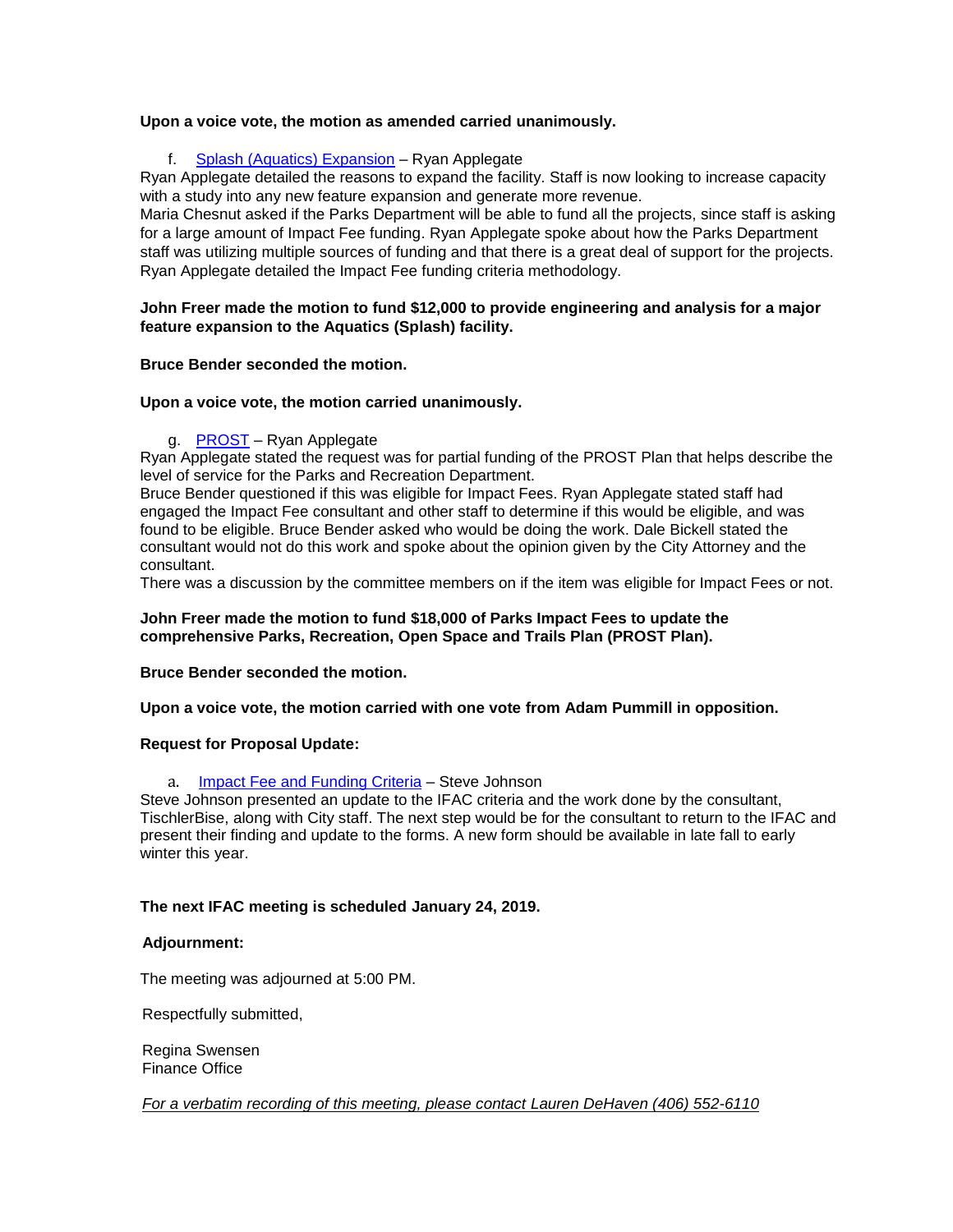**Upon a voice vote, the motion as amended carried unanimously.**

f. [Splash (Aquatics) Expansion] – Ryan Applegate

Ryan Applegate detailed the reasons to expand the facility. Staff is now looking to increase capacity with a study into any new feature expansion and generate more revenue.
Maria Chesnut asked if the Parks Department will be able to fund all the projects, since staff is asking for a large amount of Impact Fee funding. Ryan Applegate spoke about how the Parks Department staff was utilizing multiple sources of funding and that there is a great deal of support for the projects. Ryan Applegate detailed the Impact Fee funding criteria methodology.

**John Freer made the motion to fund $12,000 to provide engineering and analysis for a major feature expansion to the Aquatics (Splash) facility.**

**Bruce Bender seconded the motion.**

**Upon a voice vote, the motion carried unanimously.**

g. [PROST] – Ryan Applegate

Ryan Applegate stated the request was for partial funding of the PROST Plan that helps describe the level of service for the Parks and Recreation Department.
Bruce Bender questioned if this was eligible for Impact Fees. Ryan Applegate stated staff had engaged the Impact Fee consultant and other staff to determine if this would be eligible, and was found to be eligible. Bruce Bender asked who would be doing the work. Dale Bickell stated the consultant would not do this work and spoke about the opinion given by the City Attorney and the consultant.
There was a discussion by the committee members on if the item was eligible for Impact Fees or not.

**John Freer made the motion to fund $18,000 of Parks Impact Fees to update the comprehensive Parks, Recreation, Open Space and Trails Plan (PROST Plan).**

**Bruce Bender seconded the motion.**

**Upon a voice vote, the motion carried with one vote from Adam Pummill in opposition.**

**Request for Proposal Update:**

a. [Impact Fee and Funding Criteria] – Steve Johnson

Steve Johnson presented an update to the IFAC criteria and the work done by the consultant, TischlerBise, along with City staff. The next step would be for the consultant to return to the IFAC and present their finding and update to the forms. A new form should be available in late fall to early winter this year.

**The next IFAC meeting is scheduled January 24, 2019.**

**Adjournment:**

The meeting was adjourned at 5:00 PM.

Respectfully submitted,

Regina Swensen
Finance Office

*For a verbatim recording of this meeting, please contact Lauren DeHaven (406) 552-6110*